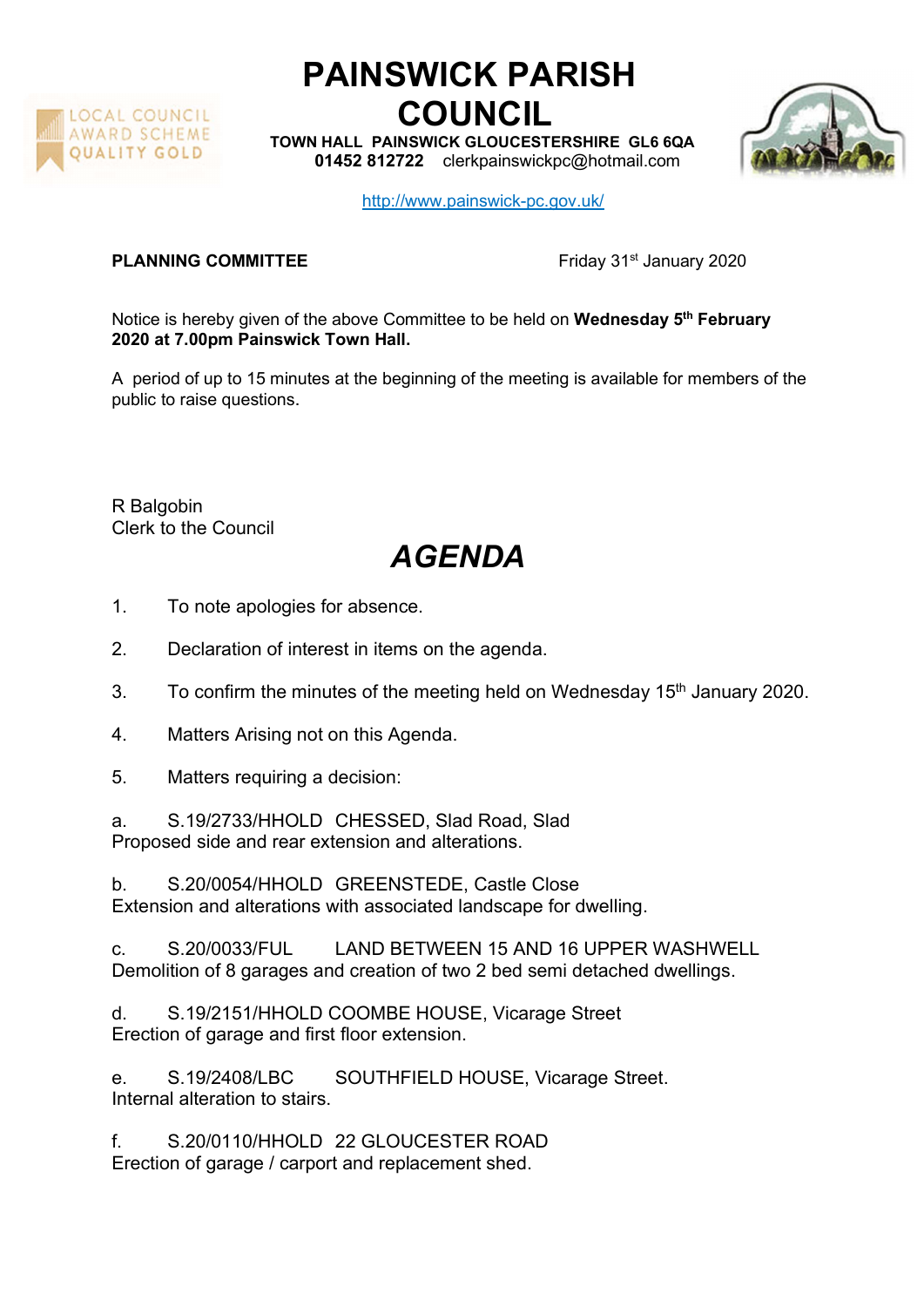# PAINSWICK PARISH COUNCIL

**TOWN HALL PAINSWICK GLOUCESTERSHIRE GL6 6QA**
**01452 812722** clerkpainswickpc@hotmail.com

http://www.painswick-pc.gov.uk/

**PLANNING COMMITTEE** Friday 31st January 2020

Notice is hereby given of the above Committee to be held on **Wednesday 5th February 2020 at 7.00pm Painswick Town Hall.**

A period of up to 15 minutes at the beginning of the meeting is available for members of the public to raise questions.

R Balgobin
Clerk to the Council

# *AGENDA*

1. To note apologies for absence.
2. Declaration of interest in items on the agenda.
3. To confirm the minutes of the meeting held on Wednesday 15th January 2020.
4. Matters Arising not on this Agenda.
5. Matters requiring a decision:

a. S.19/2733/HHOLD CHESSED, Slad Road, Slad
Proposed side and rear extension and alterations.

b. S.20/0054/HHOLD GREENSTEDE, Castle Close
Extension and alterations with associated landscape for dwelling.

c. S.20/0033/FUL LAND BETWEEN 15 AND 16 UPPER WASHWELL
Demolition of 8 garages and creation of two 2 bed semi detached dwellings.

d. S.19/2151/HHOLD COOMBE HOUSE, Vicarage Street
Erection of garage and first floor extension.

e. S.19/2408/LBC SOUTHFIELD HOUSE, Vicarage Street.
Internal alteration to stairs.

f. S.20/0110/HHOLD 22 GLOUCESTER ROAD
Erection of garage / carport and replacement shed.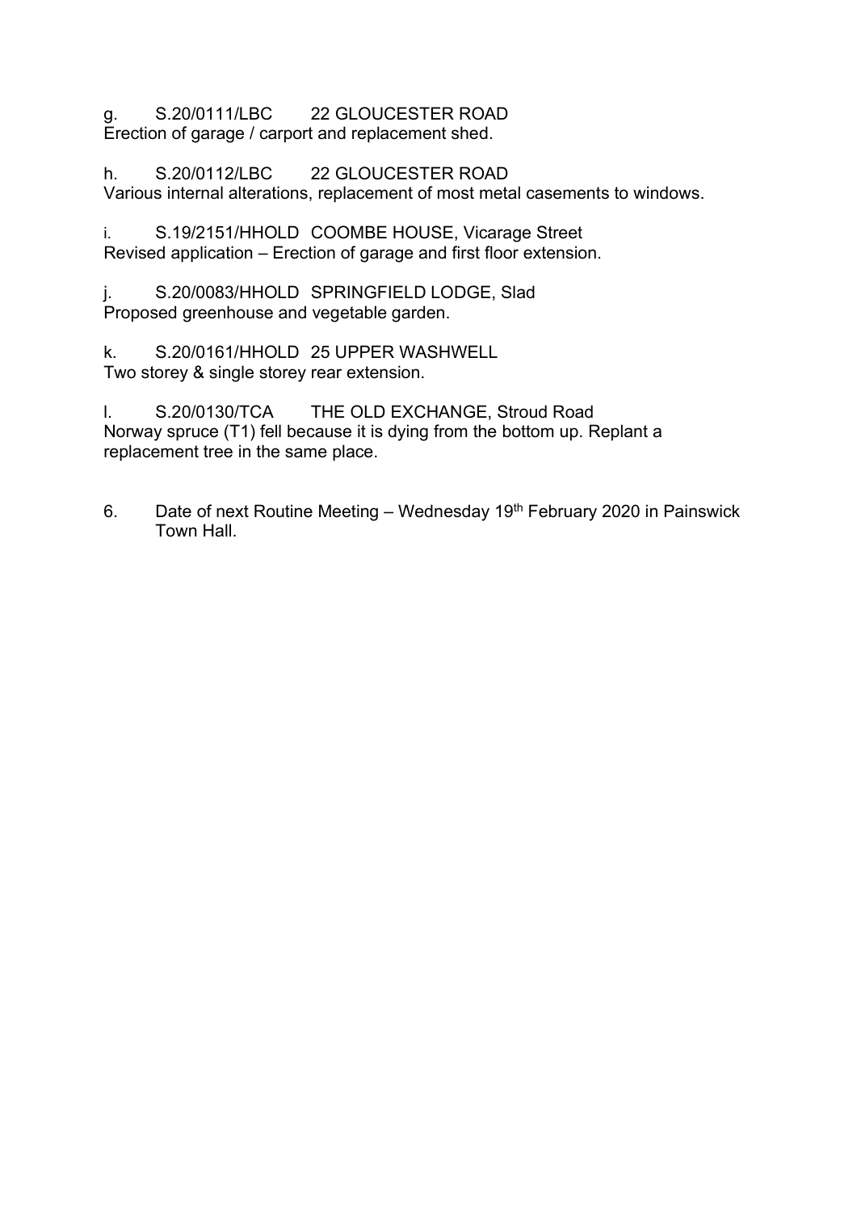g. S.20/0111/LBC 22 GLOUCESTER ROAD
Erection of garage / carport and replacement shed.

h. S.20/0112/LBC 22 GLOUCESTER ROAD
Various internal alterations, replacement of most metal casements to windows.

i. S.19/2151/HHOLD COOMBE HOUSE, Vicarage Street
Revised application – Erection of garage and first floor extension.

j. S.20/0083/HHOLD SPRINGFIELD LODGE, Slad
Proposed greenhouse and vegetable garden.

k. S.20/0161/HHOLD 25 UPPER WASHWELL
Two storey & single storey rear extension.

l. S.20/0130/TCA THE OLD EXCHANGE, Stroud Road
Norway spruce (T1) fell because it is dying from the bottom up. Replant a replacement tree in the same place.

6. Date of next Routine Meeting – Wednesday 19th February 2020 in Painswick Town Hall.